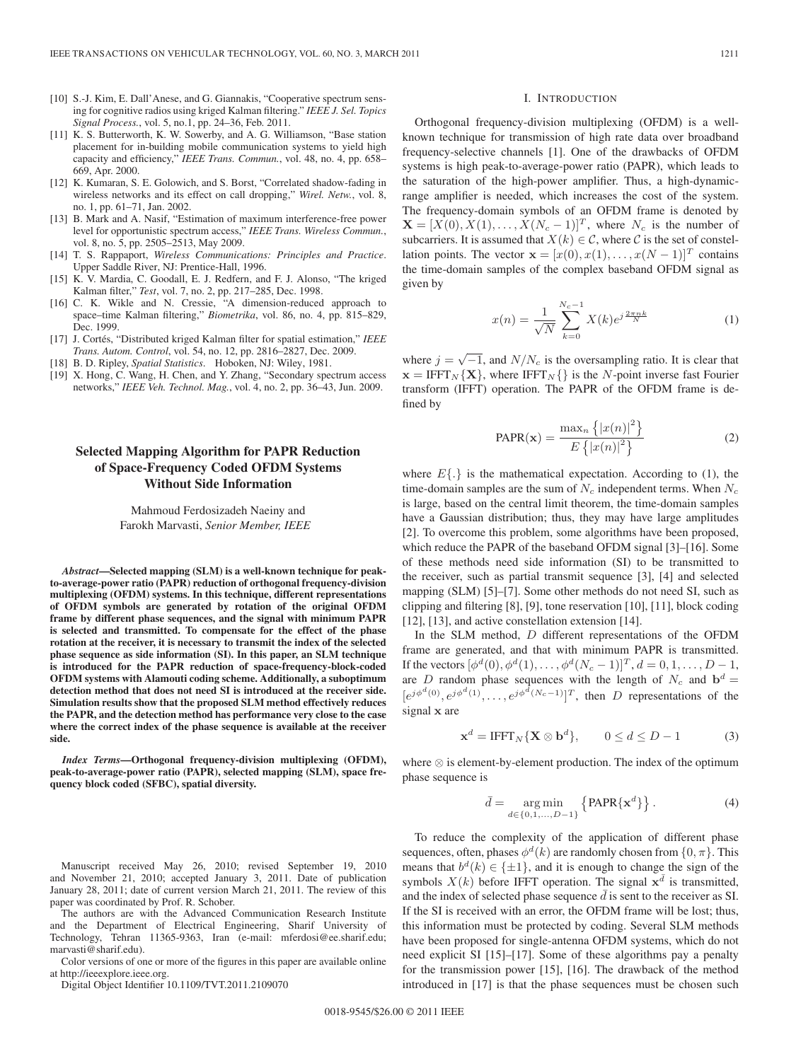[10] S.-J. Kim, E. Dall'Anese, and G. Giannakis, "Cooperative spectrum sensing for cognitive radios using kriged Kalman filtering," *IEEE J. Sel. Topics Signal Process.*, vol. 5, no.1, pp. 24–36, Feb. 2011.

[11] K. S. Butterworth, K. W. Sowerby, and A. G. Williamson, "Base station placement for in-building mobile communication systems to yield high capacity and efficiency," *IEEE Trans. Commun.*, vol. 48, no. 4, pp. 658–669, Apr. 2000.

[12] K. Kumaran, S. E. Golowich, and S. Borst, "Correlated shadow-fading in wireless networks and its effect on call dropping," *Wirel. Netw.*, vol. 8, no. 1, pp. 61–71, Jan. 2002.

[13] B. Mark and A. Nasif, "Estimation of maximum interference-free power level for opportunistic spectrum access," *IEEE Trans. Wireless Commun.*, vol. 8, no. 5, pp. 2505–2513, May 2009.

[14] T. S. Rappaport, *Wireless Communications: Principles and Practice*. Upper Saddle River, NJ: Prentice-Hall, 1996.

[15] K. V. Mardia, C. Goodall, E. J. Redfern, and F. J. Alonso, "The kriged Kalman filter," *Test*, vol. 7, no. 2, pp. 217–285, Dec. 1998.

[16] C. K. Wikle and N. Cressie, "A dimension-reduced approach to space–time Kalman filtering," *Biometrika*, vol. 86, no. 4, pp. 815–829, Dec. 1999.

[17] J. Cortés, "Distributed kriged Kalman filter for spatial estimation," *IEEE Trans. Autom. Control*, vol. 54, no. 12, pp. 2816–2827, Dec. 2009.

[18] B. D. Ripley, *Spatial Statistics*. Hoboken, NJ: Wiley, 1981.

[19] X. Hong, C. Wang, H. Chen, and Y. Zhang, "Secondary spectrum access networks," *IEEE Veh. Technol. Mag.*, vol. 4, no. 2, pp. 36–43, Jun. 2009.

# Selected Mapping Algorithm for PAPR Reduction of Space-Frequency Coded OFDM Systems Without Side Information

Mahmoud Ferdosizadeh Naeiny and Farokh Marvasti, *Senior Member, IEEE*

***Abstract*—Selected mapping (SLM) is a well-known technique for peak-to-average-power ratio (PAPR) reduction of orthogonal frequency-division multiplexing (OFDM) systems. In this technique, different representations of OFDM symbols are generated by rotation of the original OFDM frame by different phase sequences, and the signal with minimum PAPR is selected and transmitted. To compensate for the effect of the phase rotation at the receiver, it is necessary to transmit the index of the selected phase sequence as side information (SI). In this paper, an SLM technique is introduced for the PAPR reduction of space-frequency-block-coded OFDM systems with Alamouti coding scheme. Additionally, a suboptimum detection method that does not need SI is introduced at the receiver side. Simulation results show that the proposed SLM method effectively reduces the PAPR, and the detection method has performance very close to the case where the correct index of the phase sequence is available at the receiver side.**

***Index Terms*—Orthogonal frequency-division multiplexing (OFDM), peak-to-average-power ratio (PAPR), selected mapping (SLM), space frequency block coded (SFBC), spatial diversity.**

Manuscript received May 26, 2010; revised September 19, 2010 and November 21, 2010; accepted January 3, 2011. Date of publication January 28, 2011; date of current version March 21, 2011. The review of this paper was coordinated by Prof. R. Schober.

The authors are with the Advanced Communication Research Institute and the Department of Electrical Engineering, Sharif University of Technology, Tehran 11365-9363, Iran (e-mail: mferdosi@ee.sharif.edu; marvasti@sharif.edu).

Color versions of one or more of the figures in this paper are available online at http://ieeexplore.ieee.org.

Digital Object Identifier 10.1109/TVT.2011.2109070

## I. Introduction

Orthogonal frequency-division multiplexing (OFDM) is a well-known technique for transmission of high rate data over broadband frequency-selective channels [1]. One of the drawbacks of OFDM systems is high peak-to-average-power ratio (PAPR), which leads to the saturation of the high-power amplifier. Thus, a high-dynamic-range amplifier is needed, which increases the cost of the system. The frequency-domain symbols of an OFDM frame is denoted by $\mathbf{X} = [X(0), X(1), \ldots, X(N_c - 1)]^T$, where $N_c$ is the number of subcarriers. It is assumed that $X(k) \in \mathcal{C}$, where $\mathcal{C}$ is the set of constellation points. The vector $\mathbf{x} = [x(0), x(1), \ldots, x(N-1)]^T$ contains the time-domain samples of the complex baseband OFDM signal as given by

$$x(n) = \frac{1}{\sqrt{N}} \sum_{k=0}^{N_c - 1} X(k) e^{j\frac{2\pi nk}{N}} \tag{1}$$

where $j = \sqrt{-1}$, and $N/N_c$ is the oversampling ratio. It is clear that $\mathbf{x} = \text{IFFT}_N\{\mathbf{X}\}$, where $\text{IFFT}_N\{\}$ is the $N$-point inverse fast Fourier transform (IFFT) operation. The PAPR of the OFDM frame is defined by

$$\text{PAPR}(\mathbf{x}) = \frac{\max_n \left\{|x(n)|^2\right\}}{E\left\{|x(n)|^2\right\}} \tag{2}$$

where $E\{.\}$ is the mathematical expectation. According to (1), the time-domain samples are the sum of $N_c$ independent terms. When $N_c$ is large, based on the central limit theorem, the time-domain samples have a Gaussian distribution; thus, they may have large amplitudes [2]. To overcome this problem, some algorithms have been proposed, which reduce the PAPR of the baseband OFDM signal [3]–[16]. Some of these methods need side information (SI) to be transmitted to the receiver, such as partial transmit sequence [3], [4] and selected mapping (SLM) [5]–[7]. Some other methods do not need SI, such as clipping and filtering [8], [9], tone reservation [10], [11], block coding [12], [13], and active constellation extension [14].

In the SLM method, $D$ different representations of the OFDM frame are generated, and that with minimum PAPR is transmitted. If the vectors $[\phi^d(0), \phi^d(1), \ldots, \phi^d(N_c - 1)]^T, d = 0, 1, \ldots, D-1$, are $D$ random phase sequences with the length of $N_c$ and $\mathbf{b}^d = [e^{j\phi^d(0)}, e^{j\phi^d(1)}, \ldots, e^{j\phi^d(N_c-1)}]^T$, then $D$ representations of the signal $\mathbf{x}$ are

$$\mathbf{x}^d = \text{IFFT}_N\{\mathbf{X} \otimes \mathbf{b}^d\}, \qquad 0 \leq d \leq D-1 \tag{3}$$

where $\otimes$ is element-by-element production. The index of the optimum phase sequence is

$$\bar{d} = \underset{d \in \{0,1,\ldots,D-1\}}{\arg\min} \left\{\text{PAPR}\{\mathbf{x}^d\}\right\}. \tag{4}$$

To reduce the complexity of the application of different phase sequences, often, phases $\phi^d(k)$ are randomly chosen from $\{0, \pi\}$. This means that $b^d(k) \in \{\pm 1\}$, and it is enough to change the sign of the symbols $X(k)$ before IFFT operation. The signal $\mathbf{x}^{\bar{d}}$ is transmitted, and the index of selected phase sequence $\bar{d}$ is sent to the receiver as SI. If the SI is received with an error, the OFDM frame will be lost; thus, this information must be protected by coding. Several SLM methods have been proposed for single-antenna OFDM systems, which do not need explicit SI [15]–[17]. Some of these algorithms pay a penalty for the transmission power [15], [16]. The drawback of the method introduced in [17] is that the phase sequences must be chosen such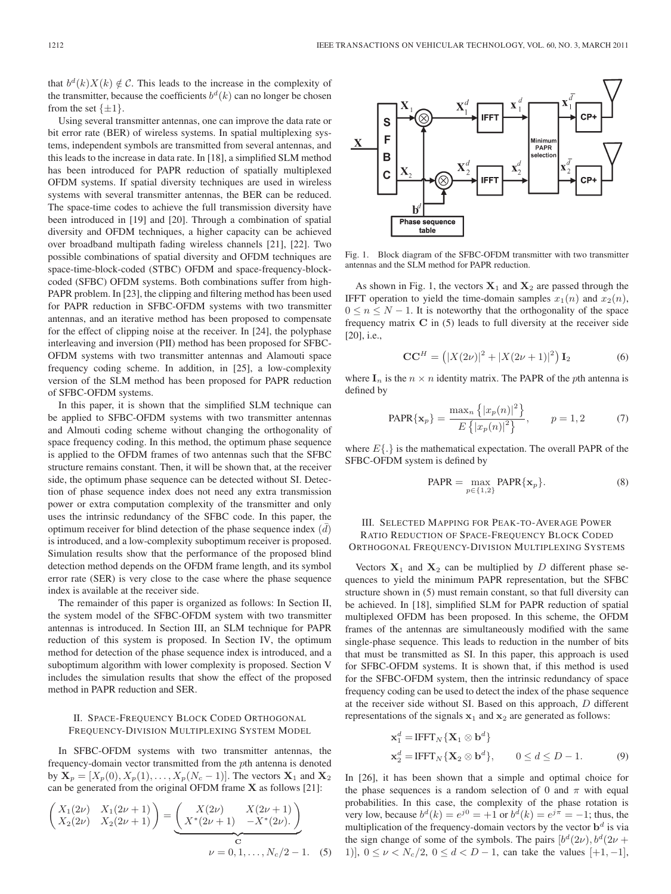that $b^d(k)X(k) \notin \mathcal{C}$. This leads to the increase in the complexity of the transmitter, because the coefficients $b^d(k)$ can no longer be chosen from the set $\{\pm 1\}$.

Using several transmitter antennas, one can improve the data rate or bit error rate (BER) of wireless systems. In spatial multiplexing systems, independent symbols are transmitted from several antennas, and this leads to the increase in data rate. In [18], a simplified SLM method has been introduced for PAPR reduction of spatially multiplexed OFDM systems. If spatial diversity techniques are used in wireless systems with several transmitter antennas, the BER can be reduced. The space-time codes to achieve the full transmission diversity have been introduced in [19] and [20]. Through a combination of spatial diversity and OFDM techniques, a higher capacity can be achieved over broadband multipath fading wireless channels [21], [22]. Two possible combinations of spatial diversity and OFDM techniques are space-time-block-coded (STBC) OFDM and space-frequency-block-coded (SFBC) OFDM systems. Both combinations suffer from high-PAPR problem. In [23], the clipping and filtering method has been used for PAPR reduction in SFBC-OFDM systems with two transmitter antennas, and an iterative method has been proposed to compensate for the effect of clipping noise at the receiver. In [24], the polyphase interleaving and inversion (PII) method has been proposed for SFBC-OFDM systems with two transmitter antennas and Alamouti space frequency coding scheme. In addition, in [25], a low-complexity version of the SLM method has been proposed for PAPR reduction of SFBC-OFDM systems.

In this paper, it is shown that the simplified SLM technique can be applied to SFBC-OFDM systems with two transmitter antennas and Almouti coding scheme without changing the orthogonality of space frequency coding. In this method, the optimum phase sequence is applied to the OFDM frames of two antennas such that the SFBC structure remains constant. Then, it will be shown that, at the receiver side, the optimum phase sequence can be detected without SI. Detection of phase sequence index does not need any extra transmission power or extra computation complexity of the transmitter and only uses the intrinsic redundancy of the SFBC code. In this paper, the optimum receiver for blind detection of the phase sequence index ($\bar{d}$) is introduced, and a low-complexity suboptimum receiver is proposed. Simulation results show that the performance of the proposed blind detection method depends on the OFDM frame length, and its symbol error rate (SER) is very close to the case where the phase sequence index is available at the receiver side.

The remainder of this paper is organized as follows: In Section II, the system model of the SFBC-OFDM system with two transmitter antennas is introduced. In Section III, an SLM technique for PAPR reduction of this system is proposed. In Section IV, the optimum method for detection of the phase sequence index is introduced, and a suboptimum algorithm with lower complexity is proposed. Section V includes the simulation results that show the effect of the proposed method in PAPR reduction and SER.

## II. Space-Frequency Block Coded Orthogonal Frequency-Division Multiplexing System Model

In SFBC-OFDM systems with two transmitter antennas, the frequency-domain vector transmitted from the $p$th antenna is denoted by $\mathbf{X}_p = [X_p(0), X_p(1), \ldots, X_p(N_c-1)]$. The vectors $\mathbf{X}_1$ and $\mathbf{X}_2$ can be generated from the original OFDM frame $\mathbf{X}$ as follows [21]:

$$\begin{pmatrix} X_1(2\nu) & X_1(2\nu+1) \\ X_2(2\nu) & X_2(2\nu+1) \end{pmatrix} = \underbrace{\begin{pmatrix} X(2\nu) & X(2\nu+1) \\ X^*(2\nu+1) & -X^*(2\nu). \end{pmatrix}}_{\mathbf{C}}$$
$$\nu = 0, 1, \ldots, N_c/2 - 1. \quad (5)$$

Fig. 1. Block diagram of the SFBC-OFDM transmitter with two transmitter antennas and the SLM method for PAPR reduction.

As shown in Fig. 1, the vectors $\mathbf{X}_1$ and $\mathbf{X}_2$ are passed through the IFFT operation to yield the time-domain samples $x_1(n)$ and $x_2(n)$, $0 \le n \le N-1$. It is noteworthy that the orthogonality of the space frequency matrix $\mathbf{C}$ in (5) leads to full diversity at the receiver side [20], i.e.,

$$\mathbf{C}\mathbf{C}^H = \left(|X(2\nu)|^2 + |X(2\nu+1)|^2\right)\mathbf{I}_2 \quad (6)$$

where $\mathbf{I}_n$ is the $n \times n$ identity matrix. The PAPR of the $p$th antenna is defined by

$$\text{PAPR}\{\mathbf{x}_p\} = \frac{\max_n \left\{|x_p(n)|^2\right\}}{E\left\{|x_p(n)|^2\right\}}, \qquad p = 1, 2 \quad (7)$$

where $E\{.\}$ is the mathematical expectation. The overall PAPR of the SFBC-OFDM system is defined by

$$\text{PAPR} = \max_{p \in \{1,2\}} \text{PAPR}\{\mathbf{x}_p\}. \quad (8)$$

## III. Selected Mapping for Peak-to-Average Power Ratio Reduction of Space-Frequency Block Coded Orthogonal Frequency-Division Multiplexing Systems

Vectors $\mathbf{X}_1$ and $\mathbf{X}_2$ can be multiplied by $D$ different phase sequences to yield the minimum PAPR representation, but the SFBC structure shown in (5) must remain constant, so that full diversity can be achieved. In [18], simplified SLM for PAPR reduction of spatial multiplexed OFDM has been proposed. In this scheme, the OFDM frames of the antennas are simultaneously modified with the same single-phase sequence. This leads to reduction in the number of bits that must be transmitted as SI. In this paper, this approach is used for SFBC-OFDM systems. It is shown that, if this method is used for the SFBC-OFDM system, then the intrinsic redundancy of space frequency coding can be used to detect the index of the phase sequence at the receiver side without SI. Based on this approach, $D$ different representations of the signals $\mathbf{x}_1$ and $\mathbf{x}_2$ are generated as follows:

$$\begin{aligned} \mathbf{x}_1^d &= \text{IFFT}_N\{\mathbf{X}_1 \otimes \mathbf{b}^d\} \\ \mathbf{x}_2^d &= \text{IFFT}_N\{\mathbf{X}_2 \otimes \mathbf{b}^d\}, \qquad 0 \le d \le D-1. \end{aligned} \quad (9)$$

In [26], it has been shown that a simple and optimal choice for the phase sequences is a random selection of 0 and $\pi$ with equal probabilities. In this case, the complexity of the phase rotation is very low, because $b^d(k) = e^{j0} = +1$ or $b^d(k) = e^{j\pi} = -1$; thus, the multiplication of the frequency-domain vectors by the vector $\mathbf{b}^d$ is via the sign change of some of the symbols. The pairs $[b^d(2\nu), b^d(2\nu+1)]$, $0 \le \nu < N_c/2$, $0 \le d < D-1$, can take the values $[+1, -1]$,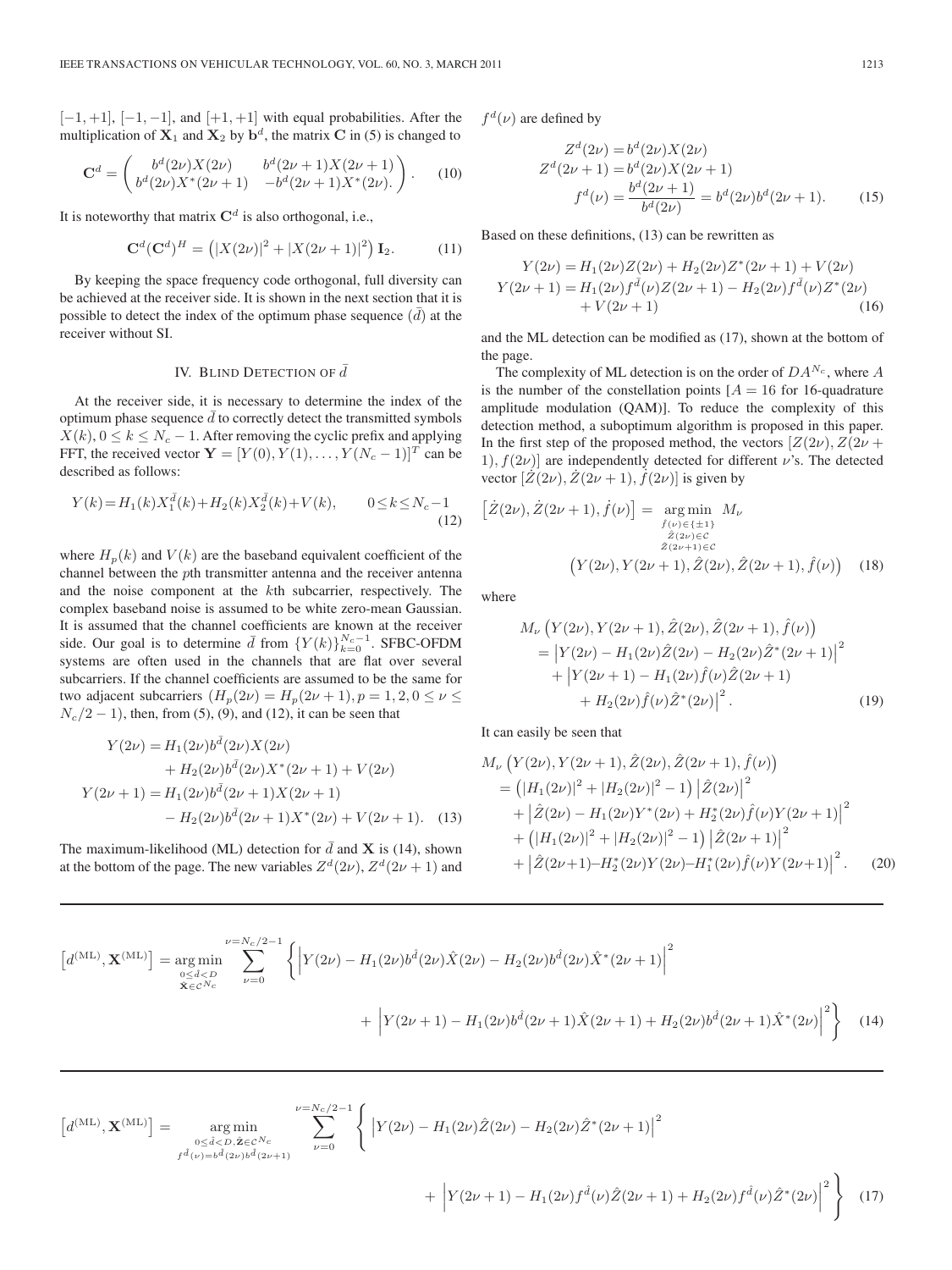$[-1, +1]$, $[-1, -1]$, and $[+1, +1]$ with equal probabilities. After the multiplication of $\mathbf{X}_1$ and $\mathbf{X}_2$ by $\mathbf{b}^d$, the matrix $\mathbf{C}$ in (5) is changed to

$$\mathbf{C}^d = \begin{pmatrix} b^d(2\nu)X(2\nu) & b^d(2\nu+1)X(2\nu+1) \\ b^d(2\nu)X^*(2\nu+1) & -b^d(2\nu+1)X^*(2\nu). \end{pmatrix}. \tag{10}$$

It is noteworthy that matrix $\mathbf{C}^d$ is also orthogonal, i.e.,

$$\mathbf{C}^d(\mathbf{C}^d)^H = \left(|X(2\nu)|^2 + |X(2\nu+1)|^2\right)\mathbf{I}_2. \tag{11}$$

By keeping the space frequency code orthogonal, full diversity can be achieved at the receiver side. It is shown in the next section that it is possible to detect the index of the optimum phase sequence $(\bar{d})$ at the receiver without SI.

## IV. Blind Detection of $\bar{d}$

At the receiver side, it is necessary to determine the index of the optimum phase sequence $\bar{d}$ to correctly detect the transmitted symbols $X(k), 0 \le k \le N_c - 1$. After removing the cyclic prefix and applying FFT, the received vector $\mathbf{Y} = [Y(0), Y(1), \ldots, Y(N_c-1)]^T$ can be described as follows:

$$Y(k) = H_1(k)X_1^{\bar{d}}(k) + H_2(k)X_2^{\bar{d}}(k) + V(k), \qquad 0 \le k \le N_c - 1 \tag{12}$$

where $H_p(k)$ and $V(k)$ are the baseband equivalent coefficient of the channel between the $p$th transmitter antenna and the receiver antenna and the noise component at the $k$th subcarrier, respectively. The complex baseband noise is assumed to be white zero-mean Gaussian. It is assumed that the channel coefficients are known at the receiver side. Our goal is to determine $\bar{d}$ from $\{Y(k)\}_{k=0}^{N_c-1}$. SFBC-OFDM systems are often used in the channels that are flat over several subcarriers. If the channel coefficients are assumed to be the same for two adjacent subcarriers $(H_p(2\nu) = H_p(2\nu+1), p = 1, 2, 0 \le \nu \le N_c/2 - 1)$, then, from (5), (9), and (12), it can be seen that

$$\begin{aligned} Y(2\nu) &= H_1(2\nu)b^{\bar{d}}(2\nu)X(2\nu) \\ &\quad + H_2(2\nu)b^{\bar{d}}(2\nu)X^*(2\nu+1) + V(2\nu) \\ Y(2\nu+1) &= H_1(2\nu)b^{\bar{d}}(2\nu+1)X(2\nu+1) \\ &\quad - H_2(2\nu)b^{\bar{d}}(2\nu+1)X^*(2\nu) + V(2\nu+1). \end{aligned} \tag{13}$$

The maximum-likelihood (ML) detection for $\bar{d}$ and $\mathbf{X}$ is (14), shown at the bottom of the page. The new variables $Z^d(2\nu)$, $Z^d(2\nu+1)$ and $f^d(\nu)$ are defined by

$$\begin{aligned} Z^d(2\nu) &= b^d(2\nu)X(2\nu) \\ Z^d(2\nu+1) &= b^d(2\nu)X(2\nu+1) \\ f^d(\nu) &= \frac{b^d(2\nu+1)}{b^d(2\nu)} = b^d(2\nu)b^d(2\nu+1). \end{aligned} \tag{15}$$

Based on these definitions, (13) can be rewritten as

$$\begin{aligned} Y(2\nu) &= H_1(2\nu)Z(2\nu) + H_2(2\nu)Z^*(2\nu+1) + V(2\nu) \\ Y(2\nu+1) &= H_1(2\nu)f^{\bar{d}}(\nu)Z(2\nu+1) - H_2(2\nu)f^{\bar{d}}(\nu)Z^*(2\nu) \\ &\quad + V(2\nu+1) \end{aligned} \tag{16}$$

and the ML detection can be modified as (17), shown at the bottom of the page.

The complexity of ML detection is on the order of $DA^{N_c}$, where $A$ is the number of the constellation points [$A = 16$ for 16-quadrature amplitude modulation (QAM)]. To reduce the complexity of this detection method, a suboptimum algorithm is proposed in this paper. In the first step of the proposed method, the vectors $[Z(2\nu), Z(2\nu+1), f(2\nu)]$ are independently detected for different $\nu$'s. The detected vector $[\dot{Z}(2\nu), \dot{Z}(2\nu+1), \dot{f}(2\nu)]$ is given by

$$\left[\dot{Z}(2\nu), \dot{Z}(2\nu+1), \dot{f}(\nu)\right] = \underset{\substack{\hat{f}(\nu)\in\{\pm 1\} \\ \hat{Z}(2\nu)\in\mathcal{C} \\ \hat{Z}(2\nu+1)\in\mathcal{C}}}{\arg\min}\; M_\nu \left(Y(2\nu), Y(2\nu+1), \hat{Z}(2\nu), \hat{Z}(2\nu+1), \hat{f}(\nu)\right) \tag{18}$$

where

$$\begin{aligned} &M_\nu\left(Y(2\nu), Y(2\nu+1), \hat{Z}(2\nu), \hat{Z}(2\nu+1), \hat{f}(\nu)\right) \\ &= \left|Y(2\nu) - H_1(2\nu)\hat{Z}(2\nu) - H_2(2\nu)\hat{Z}^*(2\nu+1)\right|^2 \\ &\quad + \left|Y(2\nu+1) - H_1(2\nu)\hat{f}(\nu)\hat{Z}(2\nu+1)\right. \\ &\quad \left. + H_2(2\nu)\hat{f}(\nu)\hat{Z}^*(2\nu)\right|^2. \end{aligned} \tag{19}$$

It can easily be seen that

$$\begin{aligned} &M_\nu\left(Y(2\nu), Y(2\nu+1), \hat{Z}(2\nu), \hat{Z}(2\nu+1), \hat{f}(\nu)\right) \\ &= \left(|H_1(2\nu)|^2 + |H_2(2\nu)|^2 - 1\right)\left|\hat{Z}(2\nu)\right|^2 \\ &\quad + \left|\hat{Z}(2\nu) - H_1(2\nu)Y^*(2\nu) + H_2^*(2\nu)\hat{f}(\nu)Y(2\nu+1)\right|^2 \\ &\quad + \left(|H_1(2\nu)|^2 + |H_2(2\nu)|^2 - 1\right)\left|\hat{Z}(2\nu+1)\right|^2 \\ &\quad + \left|\hat{Z}(2\nu+1) - H_2^*(2\nu)Y(2\nu) - H_1^*(2\nu)\hat{f}(\nu)Y(2\nu+1)\right|^2. \end{aligned} \tag{20}$$

$$\begin{aligned} \left[d^{(\mathrm{ML})}, \mathbf{X}^{(\mathrm{ML})}\right] = \underset{\substack{0\le\hat{d}<D \\ \hat{\mathbf{X}}\in\mathcal{C}^{N_c}}}{\arg\min} \sum_{\nu=0}^{\nu=N_c/2-1} &\left\{\left|Y(2\nu) - H_1(2\nu)b^{\hat{d}}(2\nu)\hat{X}(2\nu) - H_2(2\nu)b^{\hat{d}}(2\nu)\hat{X}^*(2\nu+1)\right|^2\right. \\ &\left. + \left|Y(2\nu+1) - H_1(2\nu)b^{\hat{d}}(2\nu+1)\hat{X}(2\nu+1) + H_2(2\nu)b^{\hat{d}}(2\nu+1)\hat{X}^*(2\nu)\right|^2\right\} \end{aligned} \tag{14}$$

$$\begin{aligned} \left[d^{(\mathrm{ML})}, \mathbf{X}^{(\mathrm{ML})}\right] = \underset{\substack{0\le\hat{d}<D, \hat{\mathbf{Z}}\in\mathcal{C}^{N_c} \\ f^{\hat{d}}(\nu)=b^{\hat{d}}(2\nu)b^{\hat{d}}(2\nu+1)}}{\arg\min} \sum_{\nu=0}^{\nu=N_c/2-1} &\left\{\left|Y(2\nu) - H_1(2\nu)\hat{Z}(2\nu) - H_2(2\nu)\hat{Z}^*(2\nu+1)\right|^2\right. \\ &\left. + \left|Y(2\nu+1) - H_1(2\nu)f^{\hat{d}}(\nu)\hat{Z}(2\nu+1) + H_2(2\nu)f^{\hat{d}}(\nu)\hat{Z}^*(2\nu)\right|^2\right\} \end{aligned} \tag{17}$$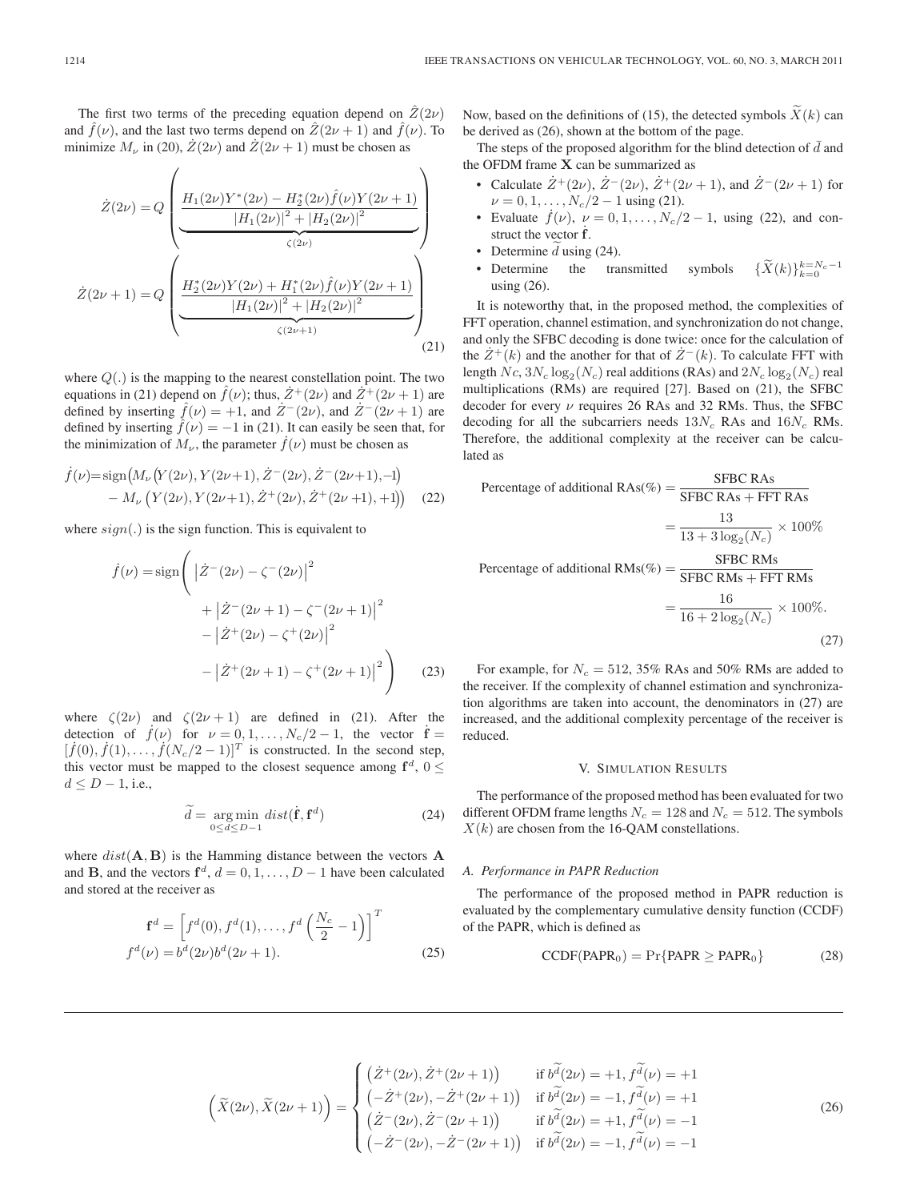The first two terms of the preceding equation depend on $\hat{Z}(2\nu)$ and $\hat{f}(\nu)$, and the last two terms depend on $\hat{Z}(2\nu+1)$ and $\hat{f}(\nu)$. To minimize $M_\nu$ in (20), $\dot{Z}(2\nu)$ and $\dot{Z}(2\nu+1)$ must be chosen as

$$
\begin{aligned}
\dot{Z}(2\nu) &= Q\left(\underbrace{\frac{H_1(2\nu)Y^*(2\nu) - H_2^*(2\nu)\hat{f}(\nu)Y(2\nu+1)}{|H_1(2\nu)|^2 + |H_2(2\nu)|^2}}_{\zeta(2\nu)}\right)\\
\dot{Z}(2\nu+1) &= Q\left(\underbrace{\frac{H_2^*(2\nu)Y(2\nu) + H_1^*(2\nu)\hat{f}(\nu)Y(2\nu+1)}{|H_1(2\nu)|^2 + |H_2(2\nu)|^2}}_{\zeta(2\nu+1)}\right)
\end{aligned}
\tag{21}
$$

where $Q(.)$ is the mapping to the nearest constellation point. The two equations in (21) depend on $\hat{f}(\nu)$; thus, $\dot{Z}^+(2\nu)$ and $\dot{Z}^+(2\nu+1)$ are defined by inserting $\hat{f}(\nu) = +1$, and $\dot{Z}^-(2\nu)$, and $\dot{Z}^-(2\nu+1)$ are defined by inserting $\hat{f}(\nu) = -1$ in (21). It can easily be seen that, for the minimization of $M_\nu$, the parameter $\dot{f}(\nu)$ must be chosen as

$$
\begin{aligned}
\dot{f}(\nu) = \operatorname{sign}\Big(&M_\nu\big(Y(2\nu), Y(2\nu+1), \dot{Z}^-(2\nu), \dot{Z}^-(2\nu+1), -1\big)\\
&- M_\nu\big(Y(2\nu), Y(2\nu+1), \dot{Z}^+(2\nu), \dot{Z}^+(2\nu+1), +1\big)\Big)
\end{aligned}
\tag{22}
$$

where $sign(.)$ is the sign function. This is equivalent to

$$
\begin{aligned}
\dot{f}(\nu) = \operatorname{sign}\Bigg(&\left|\dot{Z}^-(2\nu) - \zeta^-(2\nu)\right|^2\\
&+ \left|\dot{Z}^-(2\nu+1) - \zeta^-(2\nu+1)\right|^2\\
&- \left|\dot{Z}^+(2\nu) - \zeta^+(2\nu)\right|^2\\
&- \left|\dot{Z}^+(2\nu+1) - \zeta^+(2\nu+1)\right|^2\Bigg)
\end{aligned}
\tag{23}
$$

where $\zeta(2\nu)$ and $\zeta(2\nu+1)$ are defined in (21). After the detection of $\dot{f}(\nu)$ for $\nu = 0, 1, \ldots, N_c/2 - 1$, the vector $\dot{\mathbf{f}} = [\dot{f}(0), \dot{f}(1), \ldots, \dot{f}(N_c/2 - 1)]^T$ is constructed. In the second step, this vector must be mapped to the closest sequence among $\mathbf{f}^d$, $0 \leq d \leq D-1$, i.e.,

$$
\widetilde{d} = \underset{0 \leq d \leq D-1}{\arg\min}\ dist(\dot{\mathbf{f}}, \mathbf{f}^d) \tag{24}
$$

where $dist(\mathbf{A}, \mathbf{B})$ is the Hamming distance between the vectors $\mathbf{A}$ and $\mathbf{B}$, and the vectors $\mathbf{f}^d$, $d = 0, 1, \ldots, D-1$ have been calculated and stored at the receiver as

$$
\begin{aligned}
\mathbf{f}^d &= \left[f^d(0), f^d(1), \ldots, f^d\left(\frac{N_c}{2} - 1\right)\right]^T\\
f^d(\nu) &= b^d(2\nu)b^d(2\nu+1).
\end{aligned}
\tag{25}
$$

Now, based on the definitions of (15), the detected symbols $\widetilde{X}(k)$ can be derived as (26), shown at the bottom of the page.

$$
\left(\widetilde{X}(2\nu), \widetilde{X}(2\nu+1)\right) = \begin{cases}
\left(\dot{Z}^+(2\nu), \dot{Z}^+(2\nu+1)\right) & \text{if } b^{\widetilde{d}}(2\nu) = +1, f^{\widetilde{d}}(\nu) = +1\\
\left(-\dot{Z}^+(2\nu), -\dot{Z}^+(2\nu+1)\right) & \text{if } b^{\widetilde{d}}(2\nu) = -1, f^{\widetilde{d}}(\nu) = +1\\
\left(\dot{Z}^-(2\nu), \dot{Z}^-(2\nu+1)\right) & \text{if } b^{\widetilde{d}}(2\nu) = +1, f^{\widetilde{d}}(\nu) = -1\\
\left(-\dot{Z}^-(2\nu), -\dot{Z}^-(2\nu+1)\right) & \text{if } b^{\widetilde{d}}(2\nu) = -1, f^{\widetilde{d}}(\nu) = -1
\end{cases}
\tag{26}
$$

The steps of the proposed algorithm for the blind detection of $\bar{d}$ and the OFDM frame $\mathbf{X}$ can be summarized as

- Calculate $\dot{Z}^+(2\nu)$, $\dot{Z}^-(2\nu)$, $\dot{Z}^+(2\nu+1)$, and $\dot{Z}^-(2\nu+1)$ for $\nu = 0, 1, \ldots, N_c/2 - 1$ using (21).
- Evaluate $\dot{f}(\nu)$, $\nu = 0, 1, \ldots, N_c/2 - 1$, using (22), and construct the vector $\dot{\mathbf{f}}$.
- Determine $\widetilde{d}$ using (24).
- Determine the transmitted symbols $\{\widetilde{X}(k)\}_{k=0}^{k=N_c-1}$ using (26).

It is noteworthy that, in the proposed method, the complexities of FFT operation, channel estimation, and synchronization do not change, and only the SFBC decoding is done twice: once for the calculation of the $\dot{Z}^+(k)$ and the another for that of $\dot{Z}^-(k)$. To calculate FFT with length $Nc$, $3N_c\log_2(N_c)$ real additions (RAs) and $2N_c\log_2(N_c)$ real multiplications (RMs) are required [27]. Based on (21), the SFBC decoder for every $\nu$ requires 26 RAs and 32 RMs. Thus, the SFBC decoding for all the subcarriers needs $13N_c$ RAs and $16N_c$ RMs. Therefore, the additional complexity at the receiver can be calculated as

$$
\begin{aligned}
\text{Percentage of additional RAs}(\%) &= \frac{\text{SFBC RAs}}{\text{SFBC RAs} + \text{FFT RAs}}\\
&= \frac{13}{13 + 3\log_2(N_c)} \times 100\%\\
\text{Percentage of additional RMs}(\%) &= \frac{\text{SFBC RMs}}{\text{SFBC RMs} + \text{FFT RMs}}\\
&= \frac{16}{16 + 2\log_2(N_c)} \times 100\%.
\end{aligned}
\tag{27}
$$

For example, for $N_c = 512$, 35% RAs and 50% RMs are added to the receiver. If the complexity of channel estimation and synchronization algorithms are taken into account, the denominators in (27) are increased, and the additional complexity percentage of the receiver is reduced.

## V. Simulation Results

The performance of the proposed method has been evaluated for two different OFDM frame lengths $N_c = 128$ and $N_c = 512$. The symbols $X(k)$ are chosen from the 16-QAM constellations.

### A. Performance in PAPR Reduction

The performance of the proposed method in PAPR reduction is evaluated by the complementary cumulative density function (CCDF) of the PAPR, which is defined as

$$
\text{CCDF}(\text{PAPR}_0) = \Pr\{\text{PAPR} \geq \text{PAPR}_0\} \tag{28}
$$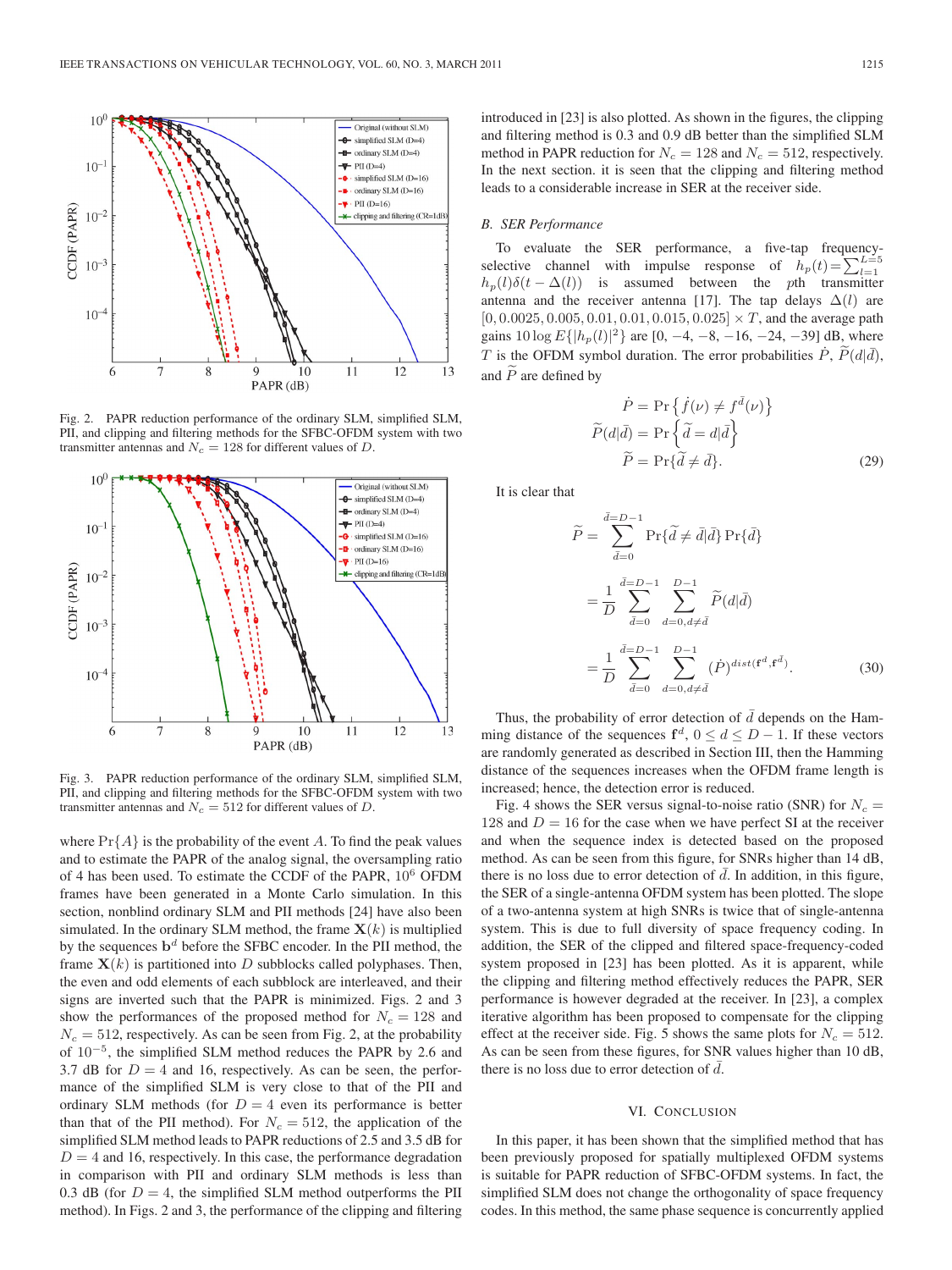Fig. 2. PAPR reduction performance of the ordinary SLM, simplified SLM, PII, and clipping and filtering methods for the SFBC-OFDM system with two transmitter antennas and $N_c = 128$ for different values of $D$.

Fig. 3. PAPR reduction performance of the ordinary SLM, simplified SLM, PII, and clipping and filtering methods for the SFBC-OFDM system with two transmitter antennas and $N_c = 512$ for different values of $D$.

where $\Pr\{A\}$ is the probability of the event $A$. To find the peak values and to estimate the PAPR of the analog signal, the oversampling ratio of 4 has been used. To estimate the CCDF of the PAPR, $10^6$ OFDM frames have been generated in a Monte Carlo simulation. In this section, nonblind ordinary SLM and PII methods [24] have also been simulated. In the ordinary SLM method, the frame $\mathbf{X}(k)$ is multiplied by the sequences $\mathbf{b}^d$ before the SFBC encoder. In the PII method, the frame $\mathbf{X}(k)$ is partitioned into $D$ subblocks called polyphases. Then, the even and odd elements of each subblock are interleaved, and their signs are inverted such that the PAPR is minimized. Figs. 2 and 3 show the performances of the proposed method for $N_c = 128$ and $N_c = 512$, respectively. As can be seen from Fig. 2, at the probability of $10^{-5}$, the simplified SLM method reduces the PAPR by 2.6 and 3.7 dB for $D = 4$ and 16, respectively. As can be seen, the performance of the simplified SLM is very close to that of the PII and ordinary SLM methods (for $D = 4$ even its performance is better than that of the PII method). For $N_c = 512$, the application of the simplified SLM method leads to PAPR reductions of 2.5 and 3.5 dB for $D = 4$ and 16, respectively. In this case, the performance degradation in comparison with PII and ordinary SLM methods is less than 0.3 dB (for $D = 4$, the simplified SLM method outperforms the PII method). In Figs. 2 and 3, the performance of the clipping and filtering introduced in [23] is also plotted. As shown in the figures, the clipping and filtering method is 0.3 and 0.9 dB better than the simplified SLM method in PAPR reduction for $N_c = 128$ and $N_c = 512$, respectively. In the next section. it is seen that the clipping and filtering method leads to a considerable increase in SER at the receiver side.

## B. SER Performance

To evaluate the SER performance, a five-tap frequency-selective channel with impulse response of $h_p(t) = \sum_{l=1}^{L=5} h_p(l)\delta(t - \Delta(l))$ is assumed between the $p$th transmitter antenna and the receiver antenna [17]. The tap delays $\Delta(l)$ are $[0, 0.0025, 0.005, 0.01, 0.01, 0.015, 0.025] \times T$, and the average path gains $10 \log E\{|h_p(l)|^2\}$ are $[0, -4, -8, -16, -24, -39]$ dB, where $T$ is the OFDM symbol duration. The error probabilities $\dot{P}$, $\widetilde{P}(d|\bar{d})$, and $\widetilde{P}$ are defined by

$$\begin{aligned} \dot{P} &= \Pr\left\{\dot{f}(\nu) \neq f^{\bar{d}}(\nu)\right\} \\ \widetilde{P}(d|\bar{d}) &= \Pr\left\{\widetilde{d} = d|\bar{d}\right\} \\ \widetilde{P} &= \Pr\{\widetilde{d} \neq \bar{d}\}. \end{aligned} \tag{29}$$

It is clear that

$$\begin{aligned} \widetilde{P} &= \sum_{\bar{d}=0}^{\bar{d}=D-1} \Pr\{\widetilde{d} \neq \bar{d}|\bar{d}\} \Pr\{\bar{d}\} \\ &= \frac{1}{D} \sum_{\bar{d}=0}^{\bar{d}=D-1} \sum_{d=0, d\neq\bar{d}}^{D-1} \widetilde{P}(d|\bar{d}) \\ &= \frac{1}{D} \sum_{\bar{d}=0}^{\bar{d}=D-1} \sum_{d=0, d\neq\bar{d}}^{D-1} (\dot{P})^{dist(\mathbf{f}^d, \mathbf{f}^{\bar{d}})}. \end{aligned} \tag{30}$$

Thus, the probability of error detection of $\bar{d}$ depends on the Hamming distance of the sequences $\mathbf{f}^d$, $0 \leq d \leq D-1$. If these vectors are randomly generated as described in Section III, then the Hamming distance of the sequences increases when the OFDM frame length is increased; hence, the detection error is reduced.

Fig. 4 shows the SER versus signal-to-noise ratio (SNR) for $N_c = 128$ and $D = 16$ for the case when we have perfect SI at the receiver and when the sequence index is detected based on the proposed method. As can be seen from this figure, for SNRs higher than 14 dB, there is no loss due to error detection of $\bar{d}$. In addition, in this figure, the SER of a single-antenna OFDM system has been plotted. The slope of a two-antenna system at high SNRs is twice that of single-antenna system. This is due to full diversity of space frequency coding. In addition, the SER of the clipped and filtered space-frequency-coded system proposed in [23] has been plotted. As it is apparent, while the clipping and filtering method effectively reduces the PAPR, SER performance is however degraded at the receiver. In [23], a complex iterative algorithm has been proposed to compensate for the clipping effect at the receiver side. Fig. 5 shows the same plots for $N_c = 512$. As can be seen from these figures, for SNR values higher than 10 dB, there is no loss due to error detection of $\bar{d}$.

## VI. Conclusion

In this paper, it has been shown that the simplified method that has been previously proposed for spatially multiplexed OFDM systems is suitable for PAPR reduction of SFBC-OFDM systems. In fact, the simplified SLM does not change the orthogonality of space frequency codes. In this method, the same phase sequence is concurrently applied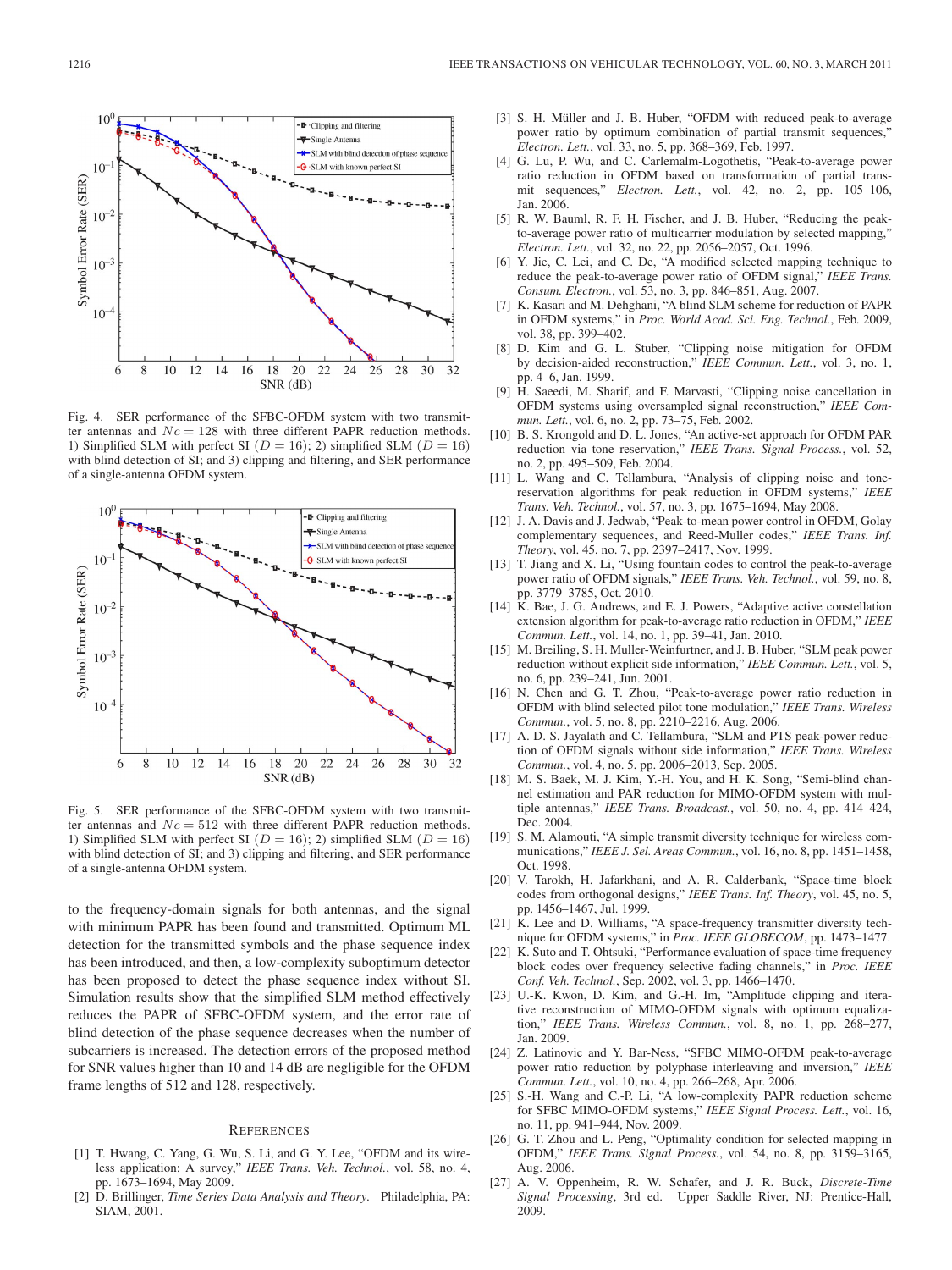10^0

10^-1

10^-2

10^-3

10^-4

Symbol Error Rate (SER)

6 8 10 12 14 16 18 20 22 24 26 28 30 32

SNR (dB)

Clipping and filtering

Single Antenna

SLM with blind detection of phase sequence

SLM with known perfect SI

Fig. 4. SER performance of the SFBC-OFDM system with two transmitter antennas and $Nc = 128$ with three different PAPR reduction methods. 1) Simplified SLM with perfect SI ($D = 16$); 2) simplified SLM ($D = 16$) with blind detection of SI; and 3) clipping and filtering, and SER performance of a single-antenna OFDM system.

10^0

10^-1

10^-2

10^-3

10^-4

Symbol Error Rate (SER)

6 8 10 12 14 16 18 20 22 24 26 28 30 32

SNR (dB)

Clipping and filtering

Single Antenna

SLM with blind detection of phase sequence

SLM with known perfect SI

Fig. 5. SER performance of the SFBC-OFDM system with two transmitter antennas and $Nc = 512$ with three different PAPR reduction methods. 1) Simplified SLM with perfect SI ($D = 16$); 2) simplified SLM ($D = 16$) with blind detection of SI; and 3) clipping and filtering, and SER performance of a single-antenna OFDM system.

to the frequency-domain signals for both antennas, and the signal with minimum PAPR has been found and transmitted. Optimum ML detection for the transmitted symbols and the phase sequence index has been introduced, and then, a low-complexity suboptimum detector has been proposed to detect the phase sequence index without SI. Simulation results show that the simplified SLM method effectively reduces the PAPR of SFBC-OFDM system, and the error rate of blind detection of the phase sequence decreases when the number of subcarriers is increased. The detection errors of the proposed method for SNR values higher than 10 and 14 dB are negligible for the OFDM frame lengths of 512 and 128, respectively.

## References

[1] T. Hwang, C. Yang, G. Wu, S. Li, and G. Y. Lee, "OFDM and its wireless application: A survey," *IEEE Trans. Veh. Technol.*, vol. 58, no. 4, pp. 1673–1694, May 2009.

[2] D. Brillinger, *Time Series Data Analysis and Theory*. Philadelphia, PA: SIAM, 2001.

[3] S. H. Müller and J. B. Huber, "OFDM with reduced peak-to-average power ratio by optimum combination of partial transmit sequences," *Electron. Lett.*, vol. 33, no. 5, pp. 368–369, Feb. 1997.

[4] G. Lu, P. Wu, and C. Carlemalm-Logothetis, "Peak-to-average power ratio reduction in OFDM based on transformation of partial transmit sequences," *Electron. Lett.*, vol. 42, no. 2, pp. 105–106, Jan. 2006.

[5] R. W. Bauml, R. F. H. Fischer, and J. B. Huber, "Reducing the peak-to-average power ratio of multicarrier modulation by selected mapping," *Electron. Lett.*, vol. 32, no. 22, pp. 2056–2057, Oct. 1996.

[6] Y. Jie, C. Lei, and C. De, "A modified selected mapping technique to reduce the peak-to-average power ratio of OFDM signal," *IEEE Trans. Consum. Electron.*, vol. 53, no. 3, pp. 846–851, Aug. 2007.

[7] K. Kasari and M. Dehghani, "A blind SLM scheme for reduction of PAPR in OFDM systems," in *Proc. World Acad. Sci. Eng. Technol.*, Feb. 2009, vol. 38, pp. 399–402.

[8] D. Kim and G. L. Stuber, "Clipping noise mitigation for OFDM by decision-aided reconstruction," *IEEE Commun. Lett.*, vol. 3, no. 1, pp. 4–6, Jan. 1999.

[9] H. Saeedi, M. Sharif, and F. Marvasti, "Clipping noise cancellation in OFDM systems using oversampled signal reconstruction," *IEEE Commun. Lett.*, vol. 6, no. 2, pp. 73–75, Feb. 2002.

[10] B. S. Krongold and D. L. Jones, "An active-set approach for OFDM PAR reduction via tone reservation," *IEEE Trans. Signal Process.*, vol. 52, no. 2, pp. 495–509, Feb. 2004.

[11] L. Wang and C. Tellambura, "Analysis of clipping noise and tone-reservation algorithms for peak reduction in OFDM systems," *IEEE Trans. Veh. Technol.*, vol. 57, no. 3, pp. 1675–1694, May 2008.

[12] J. A. Davis and J. Jedwab, "Peak-to-mean power control in OFDM, Golay complementary sequences, and Reed-Muller codes," *IEEE Trans. Inf. Theory*, vol. 45, no. 7, pp. 2397–2417, Nov. 1999.

[13] T. Jiang and X. Li, "Using fountain codes to control the peak-to-average power ratio of OFDM signals," *IEEE Trans. Veh. Technol.*, vol. 59, no. 8, pp. 3779–3785, Oct. 2010.

[14] K. Bae, J. G. Andrews, and E. J. Powers, "Adaptive active constellation extension algorithm for peak-to-average ratio reduction in OFDM," *IEEE Commun. Lett.*, vol. 14, no. 1, pp. 39–41, Jan. 2010.

[15] M. Breiling, S. H. Muller-Weinfurtner, and J. B. Huber, "SLM peak power reduction without explicit side information," *IEEE Commun. Lett.*, vol. 5, no. 6, pp. 239–241, Jun. 2001.

[16] N. Chen and G. T. Zhou, "Peak-to-average power ratio reduction in OFDM with blind selected pilot tone modulation," *IEEE Trans. Wireless Commun.*, vol. 5, no. 8, pp. 2210–2216, Aug. 2006.

[17] A. D. S. Jayalath and C. Tellambura, "SLM and PTS peak-power reduction of OFDM signals without side information," *IEEE Trans. Wireless Commun.*, vol. 4, no. 5, pp. 2006–2013, Sep. 2005.

[18] M. S. Baek, M. J. Kim, Y.-H. You, and H. K. Song, "Semi-blind channel estimation and PAR reduction for MIMO-OFDM system with multiple antennas," *IEEE Trans. Broadcast.*, vol. 50, no. 4, pp. 414–424, Dec. 2004.

[19] S. M. Alamouti, "A simple transmit diversity technique for wireless communications," *IEEE J. Sel. Areas Commun.*, vol. 16, no. 8, pp. 1451–1458, Oct. 1998.

[20] V. Tarokh, H. Jafarkhani, and A. R. Calderbank, "Space-time block codes from orthogonal designs," *IEEE Trans. Inf. Theory*, vol. 45, no. 5, pp. 1456–1467, Jul. 1999.

[21] K. Lee and D. Williams, "A space-frequency transmitter diversity technique for OFDM systems," in *Proc. IEEE GLOBECOM*, pp. 1473–1477.

[22] K. Suto and T. Ohtsuki, "Performance evaluation of space-time frequency block codes over frequency selective fading channels," in *Proc. IEEE Conf. Veh. Technol.*, Sep. 2002, vol. 3, pp. 1466–1470.

[23] U.-K. Kwon, D. Kim, and G.-H. Im, "Amplitude clipping and iterative reconstruction of MIMO-OFDM signals with optimum equalization," *IEEE Trans. Wireless Commun.*, vol. 8, no. 1, pp. 268–277, Jan. 2009.

[24] Z. Latinovic and Y. Bar-Ness, "SFBC MIMO-OFDM peak-to-average power ratio reduction by polyphase interleaving and inversion," *IEEE Commun. Lett.*, vol. 10, no. 4, pp. 266–268, Apr. 2006.

[25] S.-H. Wang and C.-P. Li, "A low-complexity PAPR reduction scheme for SFBC MIMO-OFDM systems," *IEEE Signal Process. Lett.*, vol. 16, no. 11, pp. 941–944, Nov. 2009.

[26] G. T. Zhou and L. Peng, "Optimality condition for selected mapping in OFDM," *IEEE Trans. Signal Process.*, vol. 54, no. 8, pp. 3159–3165, Aug. 2006.

[27] A. V. Oppenheim, R. W. Schafer, and J. R. Buck, *Discrete-Time Signal Processing*, 3rd ed. Upper Saddle River, NJ: Prentice-Hall, 2009.